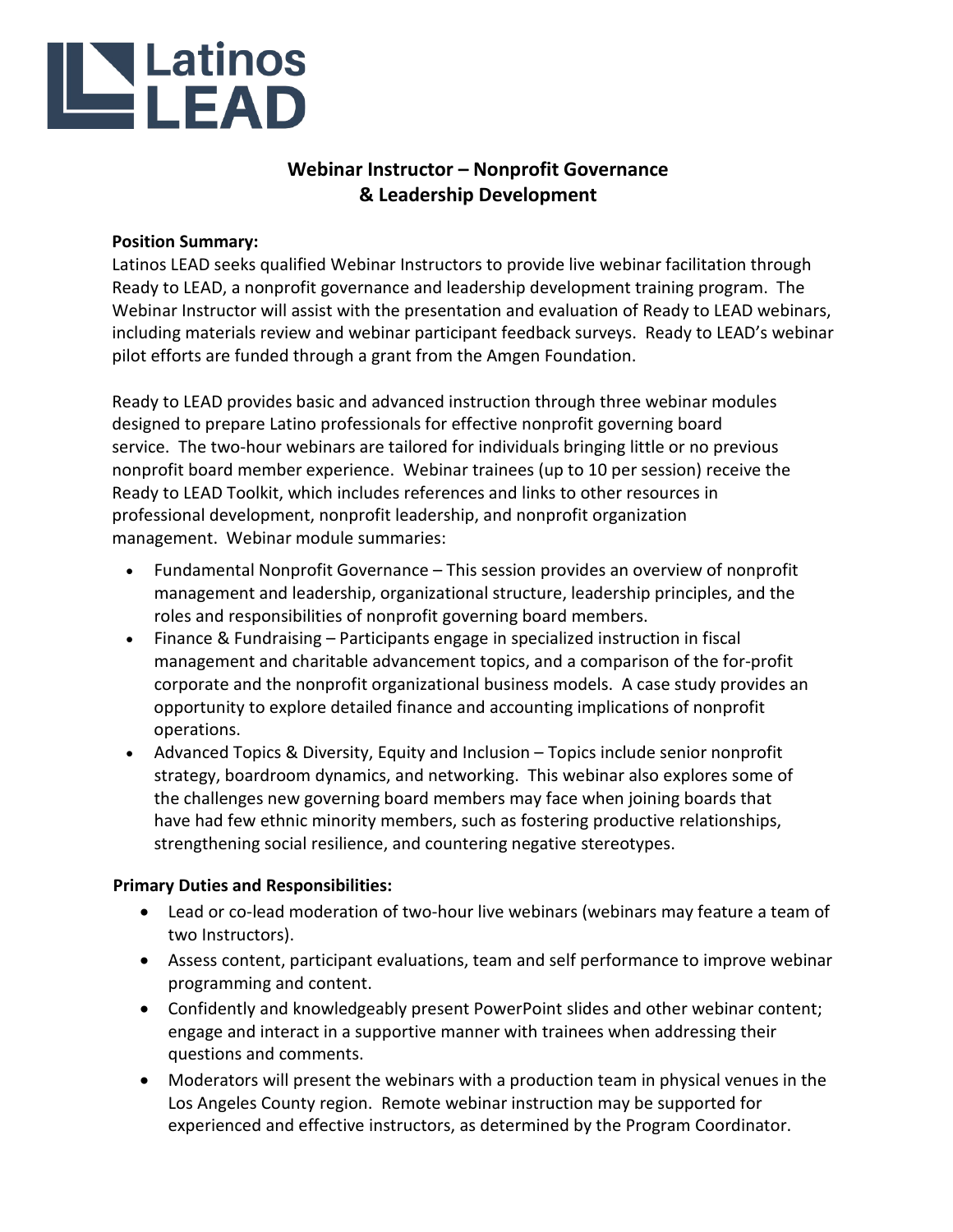Latinos LEAD

# Webinar Instructor – Nonprofit Governance & Leadership Development

**Position Summary:**

Latinos LEAD seeks qualified Webinar Instructors to provide live webinar facilitation through Ready to LEAD, a nonprofit governance and leadership development training program. The Webinar Instructor will assist with the presentation and evaluation of Ready to LEAD webinars, including materials review and webinar participant feedback surveys. Ready to LEAD's webinar pilot efforts are funded through a grant from the Amgen Foundation.

Ready to LEAD provides basic and advanced instruction through three webinar modules designed to prepare Latino professionals for effective nonprofit governing board service. The two-hour webinars are tailored for individuals bringing little or no previous nonprofit board member experience. Webinar trainees (up to 10 per session) receive the Ready to LEAD Toolkit, which includes references and links to other resources in professional development, nonprofit leadership, and nonprofit organization management. Webinar module summaries:

- Fundamental Nonprofit Governance – This session provides an overview of nonprofit management and leadership, organizational structure, leadership principles, and the roles and responsibilities of nonprofit governing board members.
- Finance & Fundraising – Participants engage in specialized instruction in fiscal management and charitable advancement topics, and a comparison of the for-profit corporate and the nonprofit organizational business models. A case study provides an opportunity to explore detailed finance and accounting implications of nonprofit operations.
- Advanced Topics & Diversity, Equity and Inclusion – Topics include senior nonprofit strategy, boardroom dynamics, and networking. This webinar also explores some of the challenges new governing board members may face when joining boards that have had few ethnic minority members, such as fostering productive relationships, strengthening social resilience, and countering negative stereotypes.

**Primary Duties and Responsibilities:**

- Lead or co-lead moderation of two-hour live webinars (webinars may feature a team of two Instructors).
- Assess content, participant evaluations, team and self performance to improve webinar programming and content.
- Confidently and knowledgeably present PowerPoint slides and other webinar content; engage and interact in a supportive manner with trainees when addressing their questions and comments.
- Moderators will present the webinars with a production team in physical venues in the Los Angeles County region. Remote webinar instruction may be supported for experienced and effective instructors, as determined by the Program Coordinator.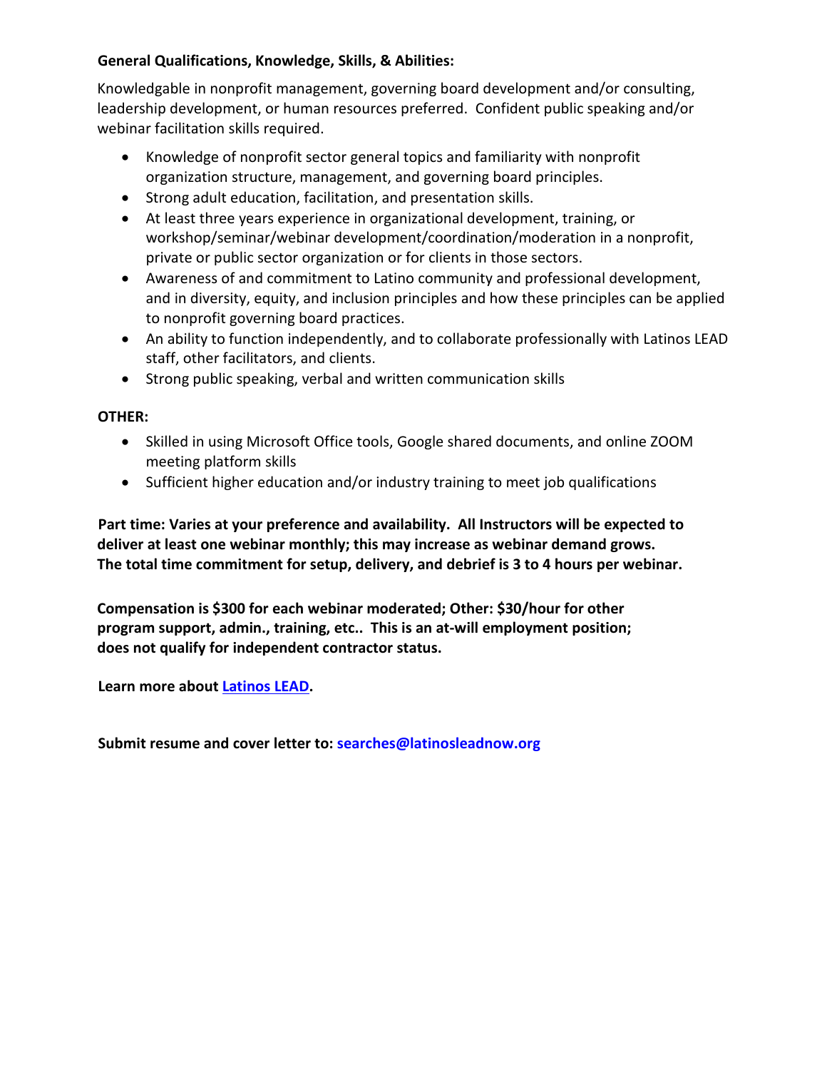**General Qualifications, Knowledge, Skills, & Abilities:**

Knowledgable in nonprofit management, governing board development and/or consulting, leadership development, or human resources preferred. Confident public speaking and/or webinar facilitation skills required.

- Knowledge of nonprofit sector general topics and familiarity with nonprofit organization structure, management, and governing board principles.
- Strong adult education, facilitation, and presentation skills.
- At least three years experience in organizational development, training, or workshop/seminar/webinar development/coordination/moderation in a nonprofit, private or public sector organization or for clients in those sectors.
- Awareness of and commitment to Latino community and professional development, and in diversity, equity, and inclusion principles and how these principles can be applied to nonprofit governing board practices.
- An ability to function independently, and to collaborate professionally with Latinos LEAD staff, other facilitators, and clients.
- Strong public speaking, verbal and written communication skills

**OTHER:**

- Skilled in using Microsoft Office tools, Google shared documents, and online ZOOM meeting platform skills
- Sufficient higher education and/or industry training to meet job qualifications

**Part time: Varies at your preference and availability. All Instructors will be expected to deliver at least one webinar monthly; this may increase as webinar demand grows. The total time commitment for setup, delivery, and debrief is 3 to 4 hours per webinar.**

**Compensation is $300 for each webinar moderated; Other: $30/hour for other program support, admin., training, etc.. This is an at-will employment position; does not qualify for independent contractor status.**

**Learn more about Latinos LEAD.**

**Submit resume and cover letter to: searches@latinosleadnow.org**